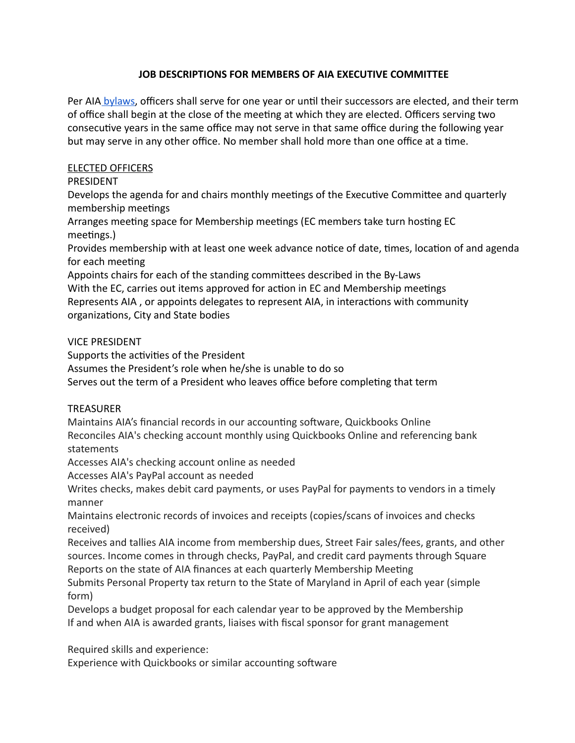# JOB DESCRIPTIONS FOR MEMBERS OF AIA EXECUTIVE COMMITTEE

Per AIA bylaws, officers shall serve for one year or until their successors are elected, and their term of office shall begin at the close of the meeting at which they are elected. Officers serving two consecutive years in the same office may not serve in that same office during the following year but may serve in any other office. No member shall hold more than one office at a time.

## ELECTED OFFICERS

### PRESIDENT

Develops the agenda for and chairs monthly meetings of the Executive Committee and quarterly membership meetings
Arranges meeting space for Membership meetings (EC members take turn hosting EC meetings.)
Provides membership with at least one week advance notice of date, times, location of and agenda for each meeting
Appoints chairs for each of the standing committees described in the By-Laws
With the EC, carries out items approved for action in EC and Membership meetings
Represents AIA , or appoints delegates to represent AIA, in interactions with community organizations, City and State bodies

### VICE PRESIDENT

Supports the activities of the President
Assumes the President's role when he/she is unable to do so
Serves out the term of a President who leaves office before completing that term

### TREASURER

Maintains AIA's financial records in our accounting software, Quickbooks Online
Reconciles AIA's checking account monthly using Quickbooks Online and referencing bank statements
Accesses AIA's checking account online as needed
Accesses AIA's PayPal account as needed
Writes checks, makes debit card payments, or uses PayPal for payments to vendors in a timely manner
Maintains electronic records of invoices and receipts (copies/scans of invoices and checks received)
Receives and tallies AIA income from membership dues, Street Fair sales/fees, grants, and other sources. Income comes in through checks, PayPal, and credit card payments through Square
Reports on the state of AIA finances at each quarterly Membership Meeting
Submits Personal Property tax return to the State of Maryland in April of each year (simple form)
Develops a budget proposal for each calendar year to be approved by the Membership
If and when AIA is awarded grants, liaises with fiscal sponsor for grant management

Required skills and experience:
Experience with Quickbooks or similar accounting software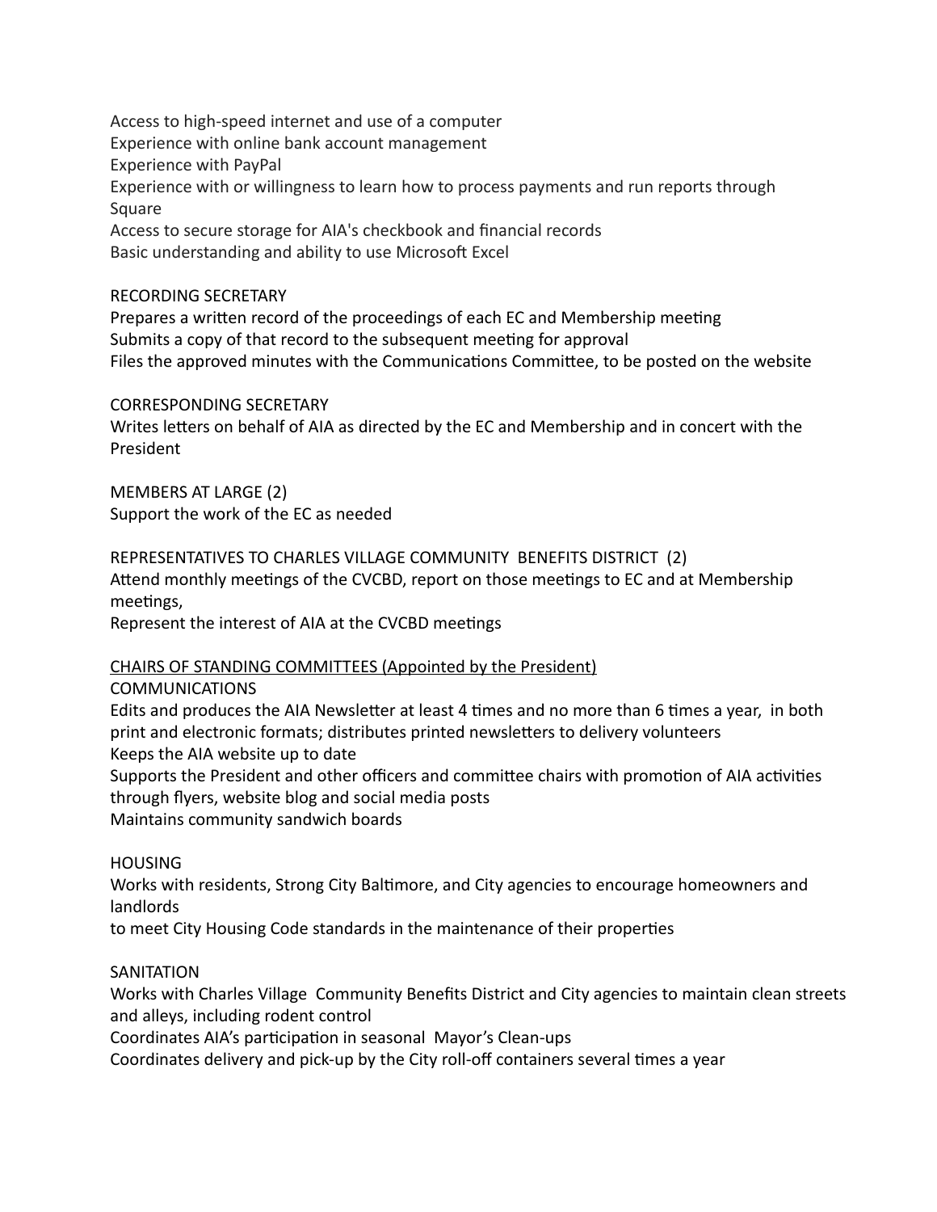Access to high-speed internet and use of a computer
Experience with online bank account management
Experience with PayPal
Experience with or willingness to learn how to process payments and run reports through Square
Access to secure storage for AIA's checkbook and financial records
Basic understanding and ability to use Microsoft Excel

RECORDING SECRETARY
Prepares a written record of the proceedings of each EC and Membership meeting
Submits a copy of that record to the subsequent meeting for approval
Files the approved minutes with the Communications Committee, to be posted on the website

CORRESPONDING SECRETARY
Writes letters on behalf of AIA as directed by the EC and Membership and in concert with the President

MEMBERS AT LARGE (2)
Support the work of the EC as needed

REPRESENTATIVES TO CHARLES VILLAGE COMMUNITY BENEFITS DISTRICT (2)
Attend monthly meetings of the CVCBD, report on those meetings to EC and at Membership meetings,
Represent the interest of AIA at the CVCBD meetings

<u>CHAIRS OF STANDING COMMITTEES (Appointed by the President)</u>
COMMUNICATIONS
Edits and produces the AIA Newsletter at least 4 times and no more than 6 times a year, in both print and electronic formats; distributes printed newsletters to delivery volunteers
Keeps the AIA website up to date
Supports the President and other officers and committee chairs with promotion of AIA activities through flyers, website blog and social media posts
Maintains community sandwich boards

HOUSING
Works with residents, Strong City Baltimore, and City agencies to encourage homeowners and landlords
to meet City Housing Code standards in the maintenance of their properties

SANITATION
Works with Charles Village Community Benefits District and City agencies to maintain clean streets and alleys, including rodent control
Coordinates AIA's participation in seasonal Mayor's Clean-ups
Coordinates delivery and pick-up by the City roll-off containers several times a year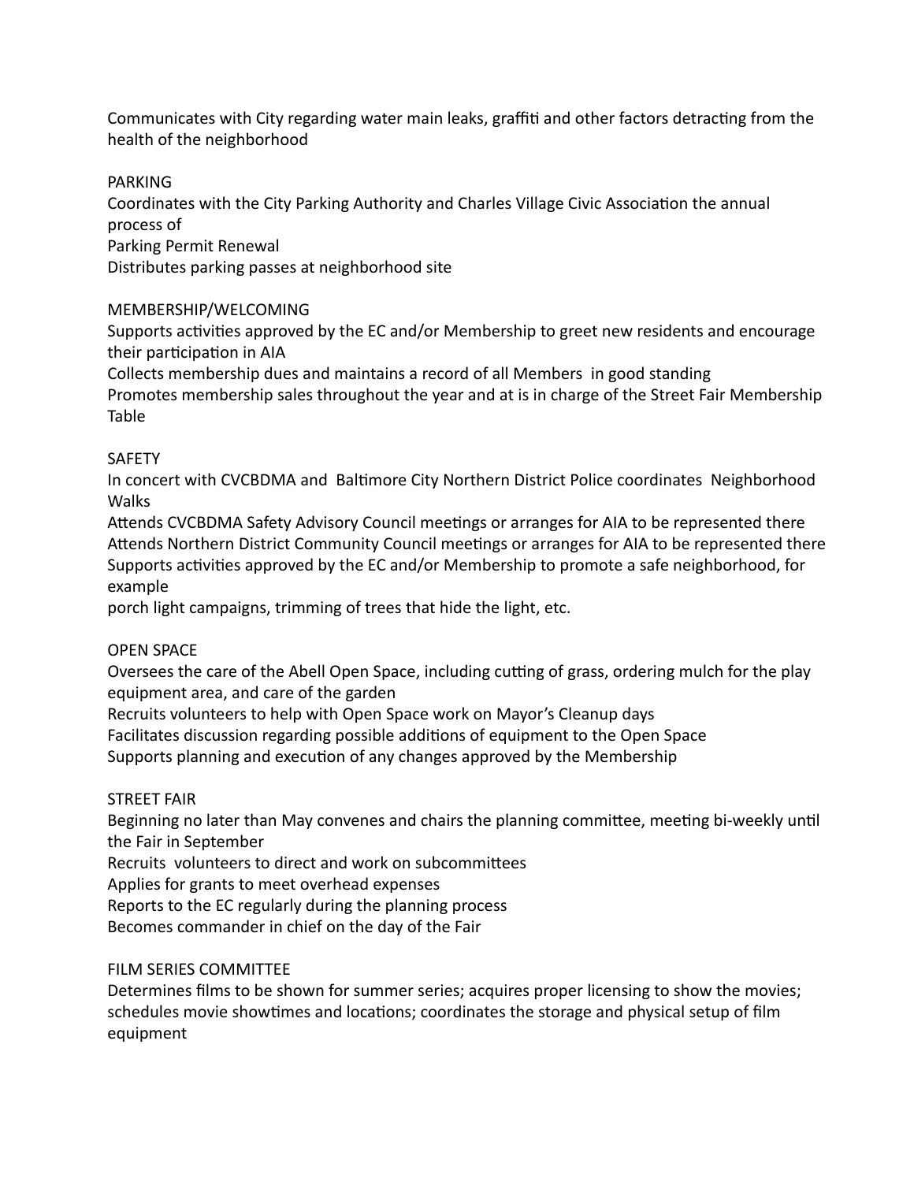Communicates with City regarding water main leaks, graffiti and other factors detracting from the health of the neighborhood

PARKING

Coordinates with the City Parking Authority and Charles Village Civic Association the annual process of
Parking Permit Renewal
Distributes parking passes at neighborhood site

MEMBERSHIP/WELCOMING

Supports activities approved by the EC and/or Membership to greet new residents and encourage their participation in AIA
Collects membership dues and maintains a record of all Members in good standing
Promotes membership sales throughout the year and at is in charge of the Street Fair Membership Table

SAFETY

In concert with CVCBDMA and Baltimore City Northern District Police coordinates Neighborhood Walks
Attends CVCBDMA Safety Advisory Council meetings or arranges for AIA to be represented there
Attends Northern District Community Council meetings or arranges for AIA to be represented there
Supports activities approved by the EC and/or Membership to promote a safe neighborhood, for example
porch light campaigns, trimming of trees that hide the light, etc.

OPEN SPACE

Oversees the care of the Abell Open Space, including cutting of grass, ordering mulch for the play equipment area, and care of the garden
Recruits volunteers to help with Open Space work on Mayor's Cleanup days
Facilitates discussion regarding possible additions of equipment to the Open Space
Supports planning and execution of any changes approved by the Membership

STREET FAIR

Beginning no later than May convenes and chairs the planning committee, meeting bi-weekly until the Fair in September
Recruits volunteers to direct and work on subcommittees
Applies for grants to meet overhead expenses
Reports to the EC regularly during the planning process
Becomes commander in chief on the day of the Fair

FILM SERIES COMMITTEE

Determines films to be shown for summer series; acquires proper licensing to show the movies; schedules movie showtimes and locations; coordinates the storage and physical setup of film equipment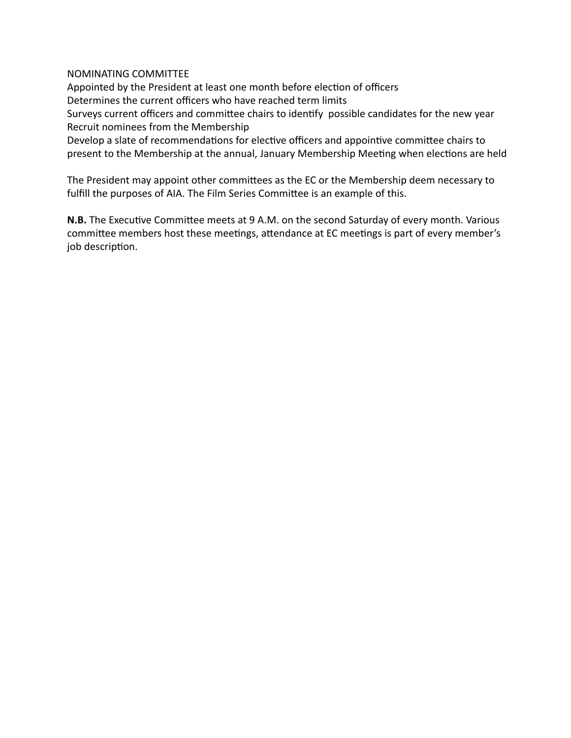NOMINATING COMMITTEE

Appointed by the President at least one month before election of officers
Determines the current officers who have reached term limits
Surveys current officers and committee chairs to identify  possible candidates for the new year
Recruit nominees from the Membership
Develop a slate of recommendations for elective officers and appointive committee chairs to present to the Membership at the annual, January Membership Meeting when elections are held

The President may appoint other committees as the EC or the Membership deem necessary to fulfill the purposes of AIA. The Film Series Committee is an example of this.

**N.B.** The Executive Committee meets at 9 A.M. on the second Saturday of every month. Various committee members host these meetings, attendance at EC meetings is part of every member's job description.